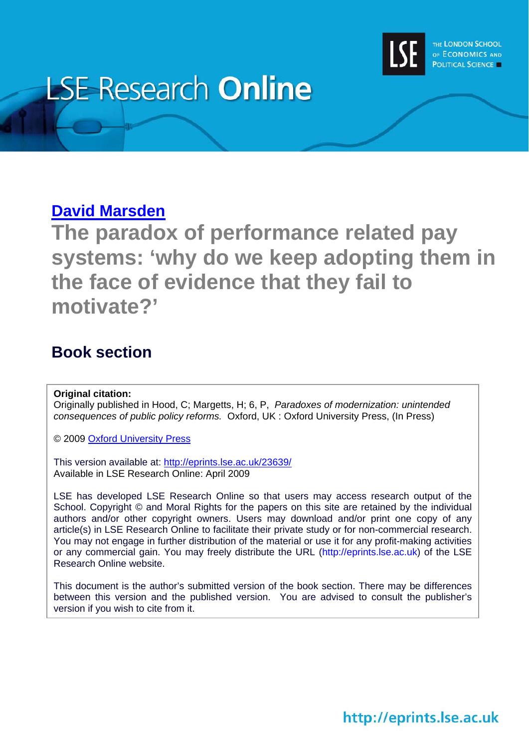# LSE Research Online

THE LONDON SCHOOL OF ECONOMICS AND POLITICAL SCIENCE

**David Marsden**

# The paradox of performance related pay systems: 'why do we keep adopting them in the face of evidence that they fail to motivate?'

## Book section

**Original citation:**
Originally published in Hood, C; Margetts, H; 6, P, *Paradoxes of modernization: unintended consequences of public policy reforms.* Oxford, UK : Oxford University Press, (In Press)

© 2009 Oxford University Press

This version available at: http://eprints.lse.ac.uk/23639/
Available in LSE Research Online: April 2009

LSE has developed LSE Research Online so that users may access research output of the School. Copyright © and Moral Rights for the papers on this site are retained by the individual authors and/or other copyright owners. Users may download and/or print one copy of any article(s) in LSE Research Online to facilitate their private study or for non-commercial research. You may not engage in further distribution of the material or use it for any profit-making activities or any commercial gain. You may freely distribute the URL (http://eprints.lse.ac.uk) of the LSE Research Online website.

This document is the author's submitted version of the book section. There may be differences between this version and the published version. You are advised to consult the publisher's version if you wish to cite from it.

http://eprints.lse.ac.uk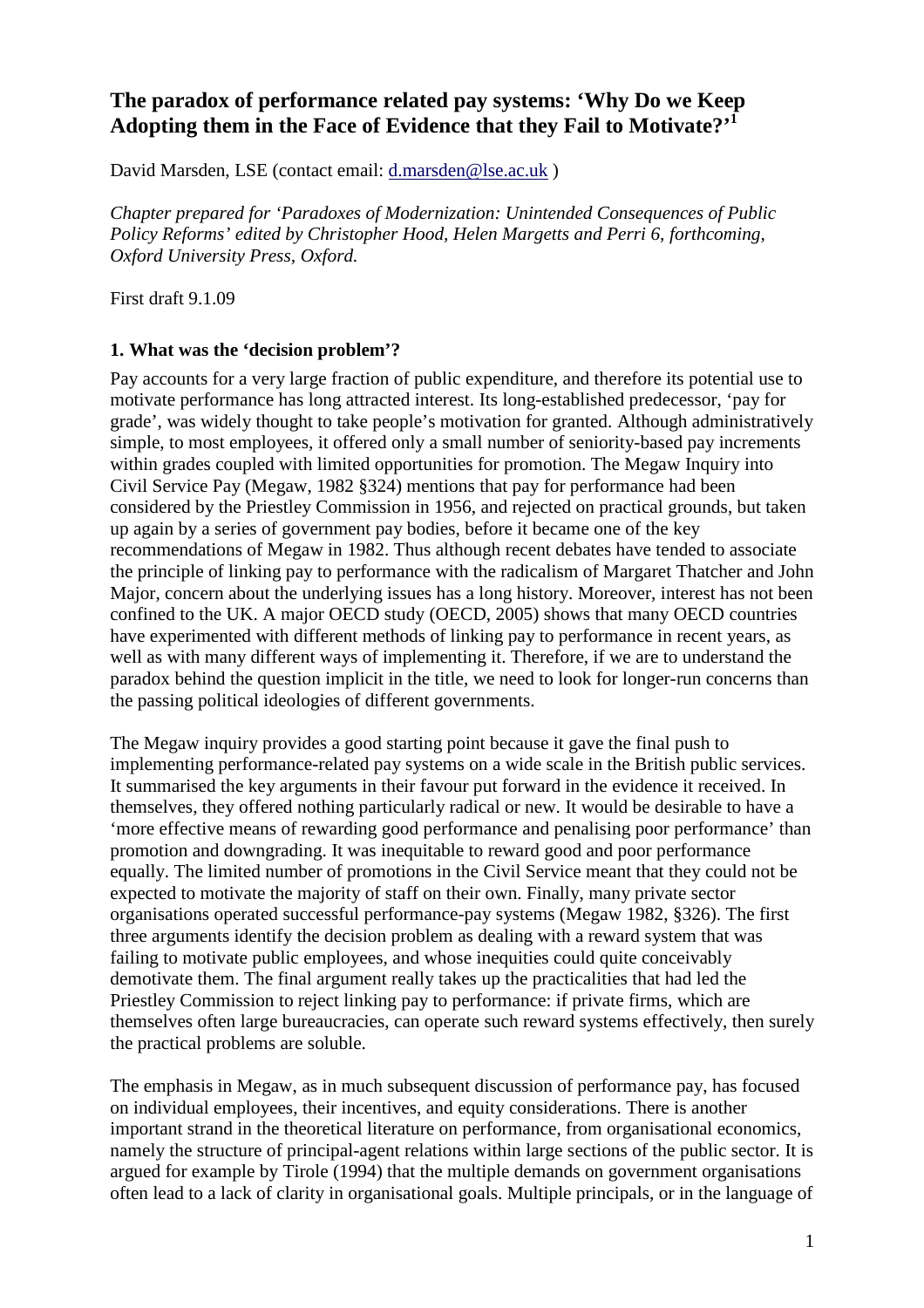# The paradox of performance related pay systems: 'Why Do we Keep Adopting them in the Face of Evidence that they Fail to Motivate?'[1]

David Marsden, LSE (contact email: d.marsden@lse.ac.uk )

*Chapter prepared for 'Paradoxes of Modernization: Unintended Consequences of Public Policy Reforms' edited by Christopher Hood, Helen Margetts and Perri 6, forthcoming, Oxford University Press, Oxford.*

First draft 9.1.09

### 1. What was the 'decision problem'?

Pay accounts for a very large fraction of public expenditure, and therefore its potential use to motivate performance has long attracted interest. Its long-established predecessor, 'pay for grade', was widely thought to take people's motivation for granted. Although administratively simple, to most employees, it offered only a small number of seniority-based pay increments within grades coupled with limited opportunities for promotion. The Megaw Inquiry into Civil Service Pay (Megaw, 1982 §324) mentions that pay for performance had been considered by the Priestley Commission in 1956, and rejected on practical grounds, but taken up again by a series of government pay bodies, before it became one of the key recommendations of Megaw in 1982. Thus although recent debates have tended to associate the principle of linking pay to performance with the radicalism of Margaret Thatcher and John Major, concern about the underlying issues has a long history. Moreover, interest has not been confined to the UK. A major OECD study (OECD, 2005) shows that many OECD countries have experimented with different methods of linking pay to performance in recent years, as well as with many different ways of implementing it. Therefore, if we are to understand the paradox behind the question implicit in the title, we need to look for longer-run concerns than the passing political ideologies of different governments.

The Megaw inquiry provides a good starting point because it gave the final push to implementing performance-related pay systems on a wide scale in the British public services. It summarised the key arguments in their favour put forward in the evidence it received. In themselves, they offered nothing particularly radical or new. It would be desirable to have a 'more effective means of rewarding good performance and penalising poor performance' than promotion and downgrading. It was inequitable to reward good and poor performance equally. The limited number of promotions in the Civil Service meant that they could not be expected to motivate the majority of staff on their own. Finally, many private sector organisations operated successful performance-pay systems (Megaw 1982, §326). The first three arguments identify the decision problem as dealing with a reward system that was failing to motivate public employees, and whose inequities could quite conceivably demotivate them. The final argument really takes up the practicalities that had led the Priestley Commission to reject linking pay to performance: if private firms, which are themselves often large bureaucracies, can operate such reward systems effectively, then surely the practical problems are soluble.

The emphasis in Megaw, as in much subsequent discussion of performance pay, has focused on individual employees, their incentives, and equity considerations. There is another important strand in the theoretical literature on performance, from organisational economics, namely the structure of principal-agent relations within large sections of the public sector. It is argued for example by Tirole (1994) that the multiple demands on government organisations often lead to a lack of clarity in organisational goals. Multiple principals, or in the language of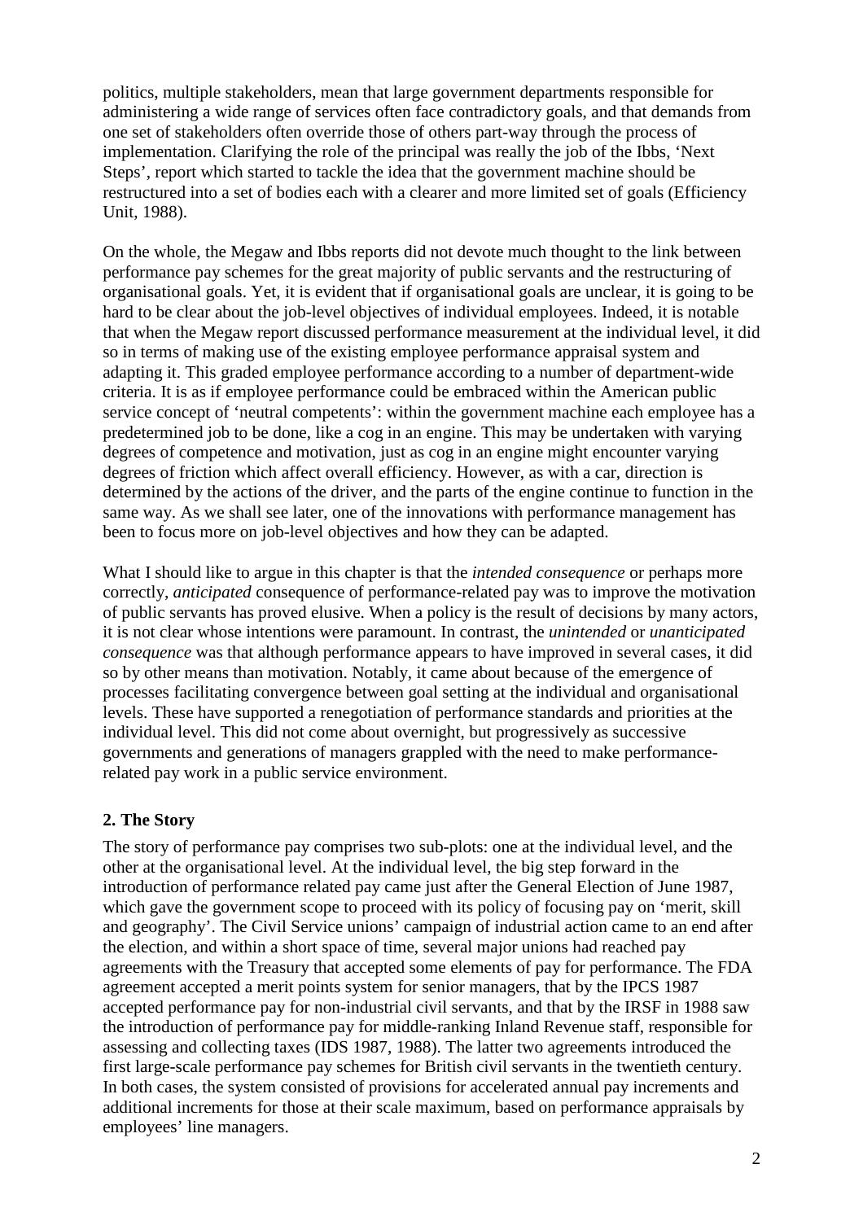politics, multiple stakeholders, mean that large government departments responsible for administering a wide range of services often face contradictory goals, and that demands from one set of stakeholders often override those of others part-way through the process of implementation. Clarifying the role of the principal was really the job of the Ibbs, 'Next Steps', report which started to tackle the idea that the government machine should be restructured into a set of bodies each with a clearer and more limited set of goals (Efficiency Unit, 1988).

On the whole, the Megaw and Ibbs reports did not devote much thought to the link between performance pay schemes for the great majority of public servants and the restructuring of organisational goals. Yet, it is evident that if organisational goals are unclear, it is going to be hard to be clear about the job-level objectives of individual employees. Indeed, it is notable that when the Megaw report discussed performance measurement at the individual level, it did so in terms of making use of the existing employee performance appraisal system and adapting it. This graded employee performance according to a number of department-wide criteria. It is as if employee performance could be embraced within the American public service concept of 'neutral competents': within the government machine each employee has a predetermined job to be done, like a cog in an engine. This may be undertaken with varying degrees of competence and motivation, just as cog in an engine might encounter varying degrees of friction which affect overall efficiency. However, as with a car, direction is determined by the actions of the driver, and the parts of the engine continue to function in the same way. As we shall see later, one of the innovations with performance management has been to focus more on job-level objectives and how they can be adapted.

What I should like to argue in this chapter is that the *intended consequence* or perhaps more correctly, *anticipated* consequence of performance-related pay was to improve the motivation of public servants has proved elusive. When a policy is the result of decisions by many actors, it is not clear whose intentions were paramount. In contrast, the *unintended* or *unanticipated consequence* was that although performance appears to have improved in several cases, it did so by other means than motivation. Notably, it came about because of the emergence of processes facilitating convergence between goal setting at the individual and organisational levels. These have supported a renegotiation of performance standards and priorities at the individual level. This did not come about overnight, but progressively as successive governments and generations of managers grappled with the need to make performance-related pay work in a public service environment.

## 2. The Story

The story of performance pay comprises two sub-plots: one at the individual level, and the other at the organisational level. At the individual level, the big step forward in the introduction of performance related pay came just after the General Election of June 1987, which gave the government scope to proceed with its policy of focusing pay on 'merit, skill and geography'. The Civil Service unions' campaign of industrial action came to an end after the election, and within a short space of time, several major unions had reached pay agreements with the Treasury that accepted some elements of pay for performance. The FDA agreement accepted a merit points system for senior managers, that by the IPCS 1987 accepted performance pay for non-industrial civil servants, and that by the IRSF in 1988 saw the introduction of performance pay for middle-ranking Inland Revenue staff, responsible for assessing and collecting taxes (IDS 1987, 1988). The latter two agreements introduced the first large-scale performance pay schemes for British civil servants in the twentieth century. In both cases, the system consisted of provisions for accelerated annual pay increments and additional increments for those at their scale maximum, based on performance appraisals by employees' line managers.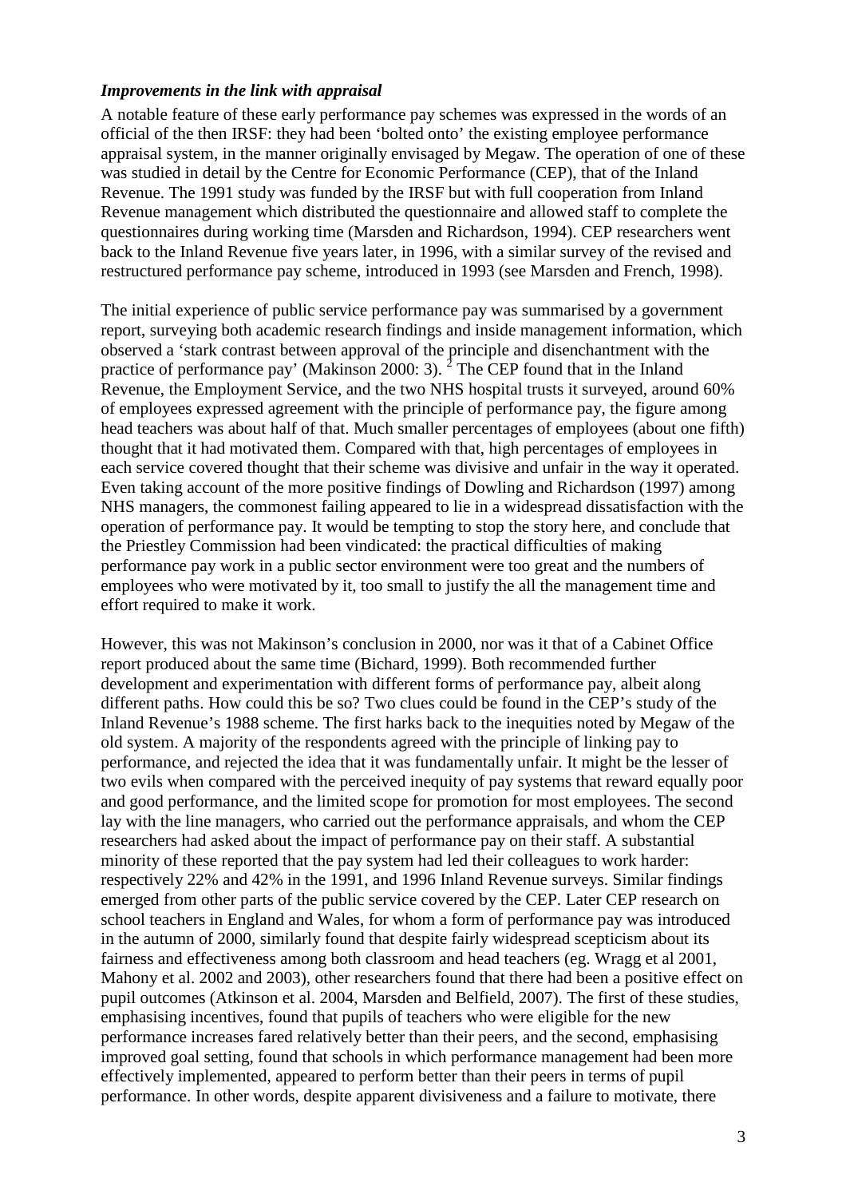### *Improvements in the link with appraisal*

A notable feature of these early performance pay schemes was expressed in the words of an official of the then IRSF: they had been 'bolted onto' the existing employee performance appraisal system, in the manner originally envisaged by Megaw. The operation of one of these was studied in detail by the Centre for Economic Performance (CEP), that of the Inland Revenue. The 1991 study was funded by the IRSF but with full cooperation from Inland Revenue management which distributed the questionnaire and allowed staff to complete the questionnaires during working time (Marsden and Richardson, 1994). CEP researchers went back to the Inland Revenue five years later, in 1996, with a similar survey of the revised and restructured performance pay scheme, introduced in 1993 (see Marsden and French, 1998).

The initial experience of public service performance pay was summarised by a government report, surveying both academic research findings and inside management information, which observed a 'stark contrast between approval of the principle and disenchantment with the practice of performance pay' (Makinson 2000: 3). [2] The CEP found that in the Inland Revenue, the Employment Service, and the two NHS hospital trusts it surveyed, around 60% of employees expressed agreement with the principle of performance pay, the figure among head teachers was about half of that. Much smaller percentages of employees (about one fifth) thought that it had motivated them. Compared with that, high percentages of employees in each service covered thought that their scheme was divisive and unfair in the way it operated. Even taking account of the more positive findings of Dowling and Richardson (1997) among NHS managers, the commonest failing appeared to lie in a widespread dissatisfaction with the operation of performance pay. It would be tempting to stop the story here, and conclude that the Priestley Commission had been vindicated: the practical difficulties of making performance pay work in a public sector environment were too great and the numbers of employees who were motivated by it, too small to justify the all the management time and effort required to make it work.

However, this was not Makinson's conclusion in 2000, nor was it that of a Cabinet Office report produced about the same time (Bichard, 1999). Both recommended further development and experimentation with different forms of performance pay, albeit along different paths. How could this be so? Two clues could be found in the CEP's study of the Inland Revenue's 1988 scheme. The first harks back to the inequities noted by Megaw of the old system. A majority of the respondents agreed with the principle of linking pay to performance, and rejected the idea that it was fundamentally unfair. It might be the lesser of two evils when compared with the perceived inequity of pay systems that reward equally poor and good performance, and the limited scope for promotion for most employees. The second lay with the line managers, who carried out the performance appraisals, and whom the CEP researchers had asked about the impact of performance pay on their staff. A substantial minority of these reported that the pay system had led their colleagues to work harder: respectively 22% and 42% in the 1991, and 1996 Inland Revenue surveys. Similar findings emerged from other parts of the public service covered by the CEP. Later CEP research on school teachers in England and Wales, for whom a form of performance pay was introduced in the autumn of 2000, similarly found that despite fairly widespread scepticism about its fairness and effectiveness among both classroom and head teachers (eg. Wragg et al 2001, Mahony et al. 2002 and 2003), other researchers found that there had been a positive effect on pupil outcomes (Atkinson et al. 2004, Marsden and Belfield, 2007). The first of these studies, emphasising incentives, found that pupils of teachers who were eligible for the new performance increases fared relatively better than their peers, and the second, emphasising improved goal setting, found that schools in which performance management had been more effectively implemented, appeared to perform better than their peers in terms of pupil performance. In other words, despite apparent divisiveness and a failure to motivate, there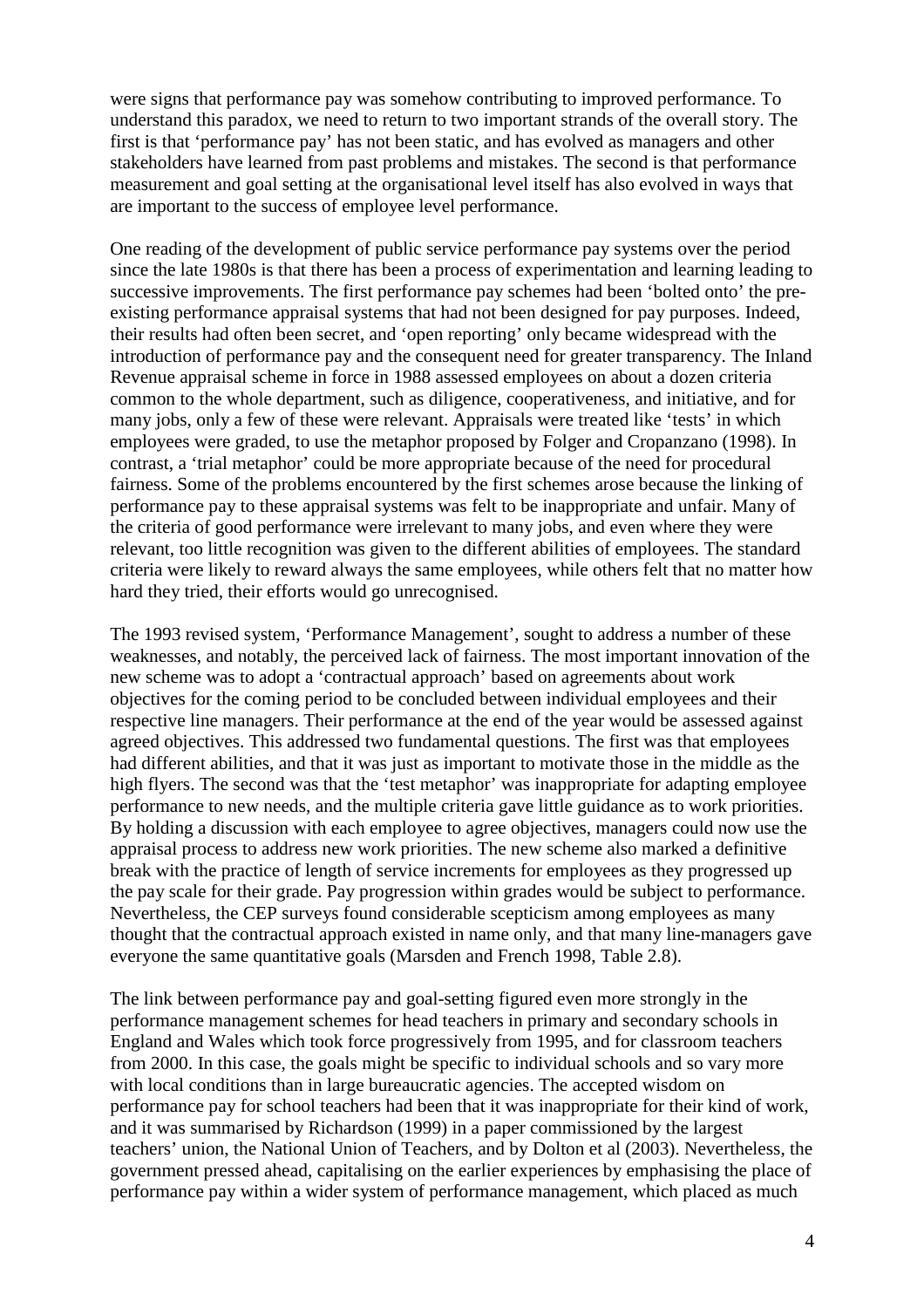were signs that performance pay was somehow contributing to improved performance. To understand this paradox, we need to return to two important strands of the overall story. The first is that 'performance pay' has not been static, and has evolved as managers and other stakeholders have learned from past problems and mistakes. The second is that performance measurement and goal setting at the organisational level itself has also evolved in ways that are important to the success of employee level performance.

One reading of the development of public service performance pay systems over the period since the late 1980s is that there has been a process of experimentation and learning leading to successive improvements. The first performance pay schemes had been 'bolted onto' the pre-existing performance appraisal systems that had not been designed for pay purposes. Indeed, their results had often been secret, and 'open reporting' only became widespread with the introduction of performance pay and the consequent need for greater transparency. The Inland Revenue appraisal scheme in force in 1988 assessed employees on about a dozen criteria common to the whole department, such as diligence, cooperativeness, and initiative, and for many jobs, only a few of these were relevant. Appraisals were treated like 'tests' in which employees were graded, to use the metaphor proposed by Folger and Cropanzano (1998). In contrast, a 'trial metaphor' could be more appropriate because of the need for procedural fairness. Some of the problems encountered by the first schemes arose because the linking of performance pay to these appraisal systems was felt to be inappropriate and unfair. Many of the criteria of good performance were irrelevant to many jobs, and even where they were relevant, too little recognition was given to the different abilities of employees. The standard criteria were likely to reward always the same employees, while others felt that no matter how hard they tried, their efforts would go unrecognised.

The 1993 revised system, 'Performance Management', sought to address a number of these weaknesses, and notably, the perceived lack of fairness. The most important innovation of the new scheme was to adopt a 'contractual approach' based on agreements about work objectives for the coming period to be concluded between individual employees and their respective line managers. Their performance at the end of the year would be assessed against agreed objectives. This addressed two fundamental questions. The first was that employees had different abilities, and that it was just as important to motivate those in the middle as the high flyers. The second was that the 'test metaphor' was inappropriate for adapting employee performance to new needs, and the multiple criteria gave little guidance as to work priorities. By holding a discussion with each employee to agree objectives, managers could now use the appraisal process to address new work priorities. The new scheme also marked a definitive break with the practice of length of service increments for employees as they progressed up the pay scale for their grade. Pay progression within grades would be subject to performance. Nevertheless, the CEP surveys found considerable scepticism among employees as many thought that the contractual approach existed in name only, and that many line-managers gave everyone the same quantitative goals (Marsden and French 1998, Table 2.8).

The link between performance pay and goal-setting figured even more strongly in the performance management schemes for head teachers in primary and secondary schools in England and Wales which took force progressively from 1995, and for classroom teachers from 2000. In this case, the goals might be specific to individual schools and so vary more with local conditions than in large bureaucratic agencies. The accepted wisdom on performance pay for school teachers had been that it was inappropriate for their kind of work, and it was summarised by Richardson (1999) in a paper commissioned by the largest teachers' union, the National Union of Teachers, and by Dolton et al (2003). Nevertheless, the government pressed ahead, capitalising on the earlier experiences by emphasising the place of performance pay within a wider system of performance management, which placed as much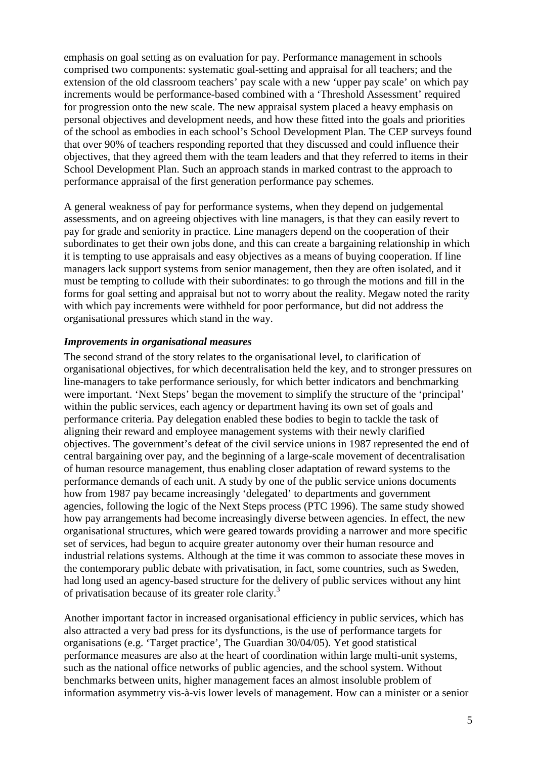emphasis on goal setting as on evaluation for pay. Performance management in schools comprised two components: systematic goal-setting and appraisal for all teachers; and the extension of the old classroom teachers' pay scale with a new 'upper pay scale' on which pay increments would be performance-based combined with a 'Threshold Assessment' required for progression onto the new scale. The new appraisal system placed a heavy emphasis on personal objectives and development needs, and how these fitted into the goals and priorities of the school as embodies in each school's School Development Plan. The CEP surveys found that over 90% of teachers responding reported that they discussed and could influence their objectives, that they agreed them with the team leaders and that they referred to items in their School Development Plan. Such an approach stands in marked contrast to the approach to performance appraisal of the first generation performance pay schemes.

A general weakness of pay for performance systems, when they depend on judgemental assessments, and on agreeing objectives with line managers, is that they can easily revert to pay for grade and seniority in practice. Line managers depend on the cooperation of their subordinates to get their own jobs done, and this can create a bargaining relationship in which it is tempting to use appraisals and easy objectives as a means of buying cooperation. If line managers lack support systems from senior management, then they are often isolated, and it must be tempting to collude with their subordinates: to go through the motions and fill in the forms for goal setting and appraisal but not to worry about the reality. Megaw noted the rarity with which pay increments were withheld for poor performance, but did not address the organisational pressures which stand in the way.

### *Improvements in organisational measures*

The second strand of the story relates to the organisational level, to clarification of organisational objectives, for which decentralisation held the key, and to stronger pressures on line-managers to take performance seriously, for which better indicators and benchmarking were important. 'Next Steps' began the movement to simplify the structure of the 'principal' within the public services, each agency or department having its own set of goals and performance criteria. Pay delegation enabled these bodies to begin to tackle the task of aligning their reward and employee management systems with their newly clarified objectives. The government's defeat of the civil service unions in 1987 represented the end of central bargaining over pay, and the beginning of a large-scale movement of decentralisation of human resource management, thus enabling closer adaptation of reward systems to the performance demands of each unit. A study by one of the public service unions documents how from 1987 pay became increasingly 'delegated' to departments and government agencies, following the logic of the Next Steps process (PTC 1996). The same study showed how pay arrangements had become increasingly diverse between agencies. In effect, the new organisational structures, which were geared towards providing a narrower and more specific set of services, had begun to acquire greater autonomy over their human resource and industrial relations systems. Although at the time it was common to associate these moves in the contemporary public debate with privatisation, in fact, some countries, such as Sweden, had long used an agency-based structure for the delivery of public services without any hint of privatisation because of its greater role clarity.[3]

Another important factor in increased organisational efficiency in public services, which has also attracted a very bad press for its dysfunctions, is the use of performance targets for organisations (e.g. 'Target practice', The Guardian 30/04/05). Yet good statistical performance measures are also at the heart of coordination within large multi-unit systems, such as the national office networks of public agencies, and the school system. Without benchmarks between units, higher management faces an almost insoluble problem of information asymmetry vis-à-vis lower levels of management. How can a minister or a senior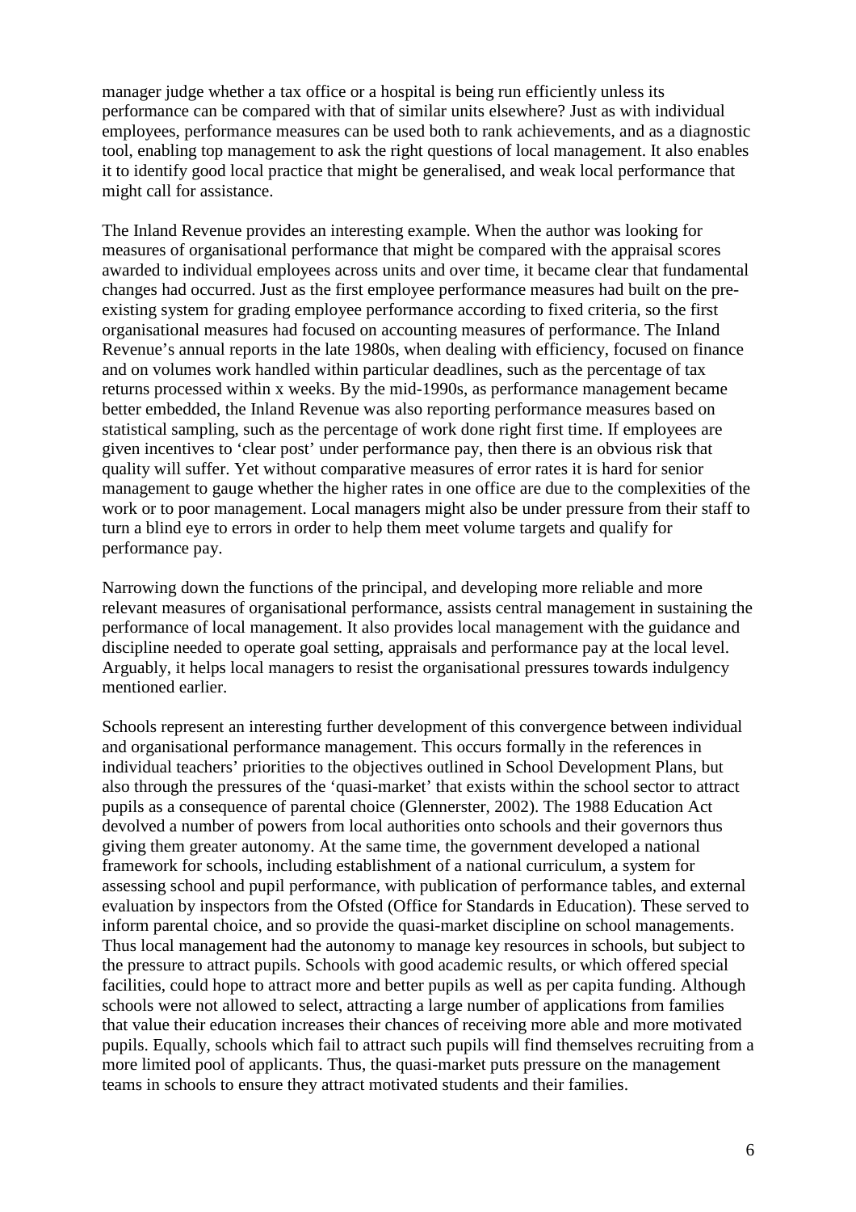manager judge whether a tax office or a hospital is being run efficiently unless its performance can be compared with that of similar units elsewhere? Just as with individual employees, performance measures can be used both to rank achievements, and as a diagnostic tool, enabling top management to ask the right questions of local management. It also enables it to identify good local practice that might be generalised, and weak local performance that might call for assistance.

The Inland Revenue provides an interesting example. When the author was looking for measures of organisational performance that might be compared with the appraisal scores awarded to individual employees across units and over time, it became clear that fundamental changes had occurred. Just as the first employee performance measures had built on the pre-existing system for grading employee performance according to fixed criteria, so the first organisational measures had focused on accounting measures of performance. The Inland Revenue's annual reports in the late 1980s, when dealing with efficiency, focused on finance and on volumes work handled within particular deadlines, such as the percentage of tax returns processed within x weeks. By the mid-1990s, as performance management became better embedded, the Inland Revenue was also reporting performance measures based on statistical sampling, such as the percentage of work done right first time. If employees are given incentives to 'clear post' under performance pay, then there is an obvious risk that quality will suffer. Yet without comparative measures of error rates it is hard for senior management to gauge whether the higher rates in one office are due to the complexities of the work or to poor management. Local managers might also be under pressure from their staff to turn a blind eye to errors in order to help them meet volume targets and qualify for performance pay.

Narrowing down the functions of the principal, and developing more reliable and more relevant measures of organisational performance, assists central management in sustaining the performance of local management. It also provides local management with the guidance and discipline needed to operate goal setting, appraisals and performance pay at the local level. Arguably, it helps local managers to resist the organisational pressures towards indulgency mentioned earlier.

Schools represent an interesting further development of this convergence between individual and organisational performance management. This occurs formally in the references in individual teachers' priorities to the objectives outlined in School Development Plans, but also through the pressures of the 'quasi-market' that exists within the school sector to attract pupils as a consequence of parental choice (Glennerster, 2002). The 1988 Education Act devolved a number of powers from local authorities onto schools and their governors thus giving them greater autonomy. At the same time, the government developed a national framework for schools, including establishment of a national curriculum, a system for assessing school and pupil performance, with publication of performance tables, and external evaluation by inspectors from the Ofsted (Office for Standards in Education). These served to inform parental choice, and so provide the quasi-market discipline on school managements. Thus local management had the autonomy to manage key resources in schools, but subject to the pressure to attract pupils. Schools with good academic results, or which offered special facilities, could hope to attract more and better pupils as well as per capita funding. Although schools were not allowed to select, attracting a large number of applications from families that value their education increases their chances of receiving more able and more motivated pupils. Equally, schools which fail to attract such pupils will find themselves recruiting from a more limited pool of applicants. Thus, the quasi-market puts pressure on the management teams in schools to ensure they attract motivated students and their families.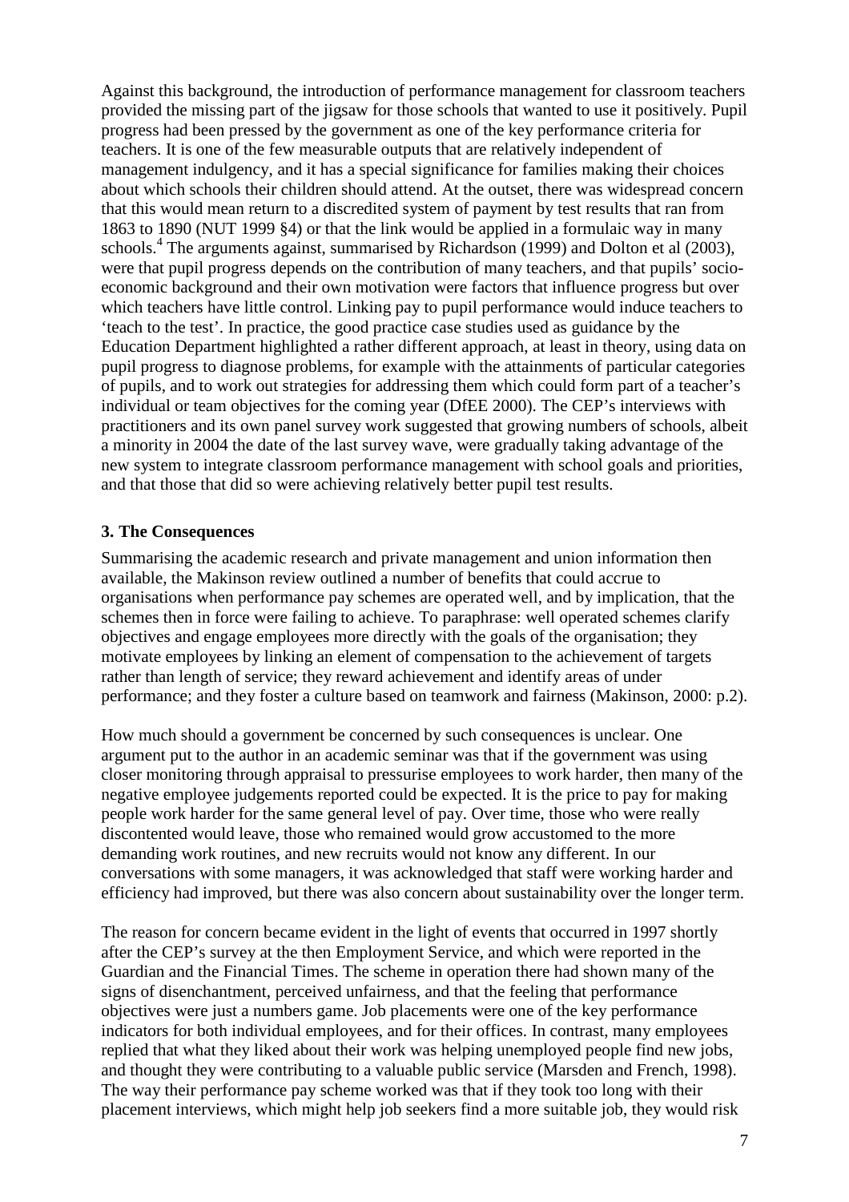Against this background, the introduction of performance management for classroom teachers provided the missing part of the jigsaw for those schools that wanted to use it positively. Pupil progress had been pressed by the government as one of the key performance criteria for teachers. It is one of the few measurable outputs that are relatively independent of management indulgency, and it has a special significance for families making their choices about which schools their children should attend. At the outset, there was widespread concern that this would mean return to a discredited system of payment by test results that ran from 1863 to 1890 (NUT 1999 §4) or that the link would be applied in a formulaic way in many schools.[4] The arguments against, summarised by Richardson (1999) and Dolton et al (2003), were that pupil progress depends on the contribution of many teachers, and that pupils' socio-economic background and their own motivation were factors that influence progress but over which teachers have little control. Linking pay to pupil performance would induce teachers to 'teach to the test'. In practice, the good practice case studies used as guidance by the Education Department highlighted a rather different approach, at least in theory, using data on pupil progress to diagnose problems, for example with the attainments of particular categories of pupils, and to work out strategies for addressing them which could form part of a teacher's individual or team objectives for the coming year (DfEE 2000). The CEP's interviews with practitioners and its own panel survey work suggested that growing numbers of schools, albeit a minority in 2004 the date of the last survey wave, were gradually taking advantage of the new system to integrate classroom performance management with school goals and priorities, and that those that did so were achieving relatively better pupil test results.

## 3. The Consequences

Summarising the academic research and private management and union information then available, the Makinson review outlined a number of benefits that could accrue to organisations when performance pay schemes are operated well, and by implication, that the schemes then in force were failing to achieve. To paraphrase: well operated schemes clarify objectives and engage employees more directly with the goals of the organisation; they motivate employees by linking an element of compensation to the achievement of targets rather than length of service; they reward achievement and identify areas of under performance; and they foster a culture based on teamwork and fairness (Makinson, 2000: p.2).

How much should a government be concerned by such consequences is unclear. One argument put to the author in an academic seminar was that if the government was using closer monitoring through appraisal to pressurise employees to work harder, then many of the negative employee judgements reported could be expected. It is the price to pay for making people work harder for the same general level of pay. Over time, those who were really discontented would leave, those who remained would grow accustomed to the more demanding work routines, and new recruits would not know any different. In our conversations with some managers, it was acknowledged that staff were working harder and efficiency had improved, but there was also concern about sustainability over the longer term.

The reason for concern became evident in the light of events that occurred in 1997 shortly after the CEP's survey at the then Employment Service, and which were reported in the Guardian and the Financial Times. The scheme in operation there had shown many of the signs of disenchantment, perceived unfairness, and that the feeling that performance objectives were just a numbers game. Job placements were one of the key performance indicators for both individual employees, and for their offices. In contrast, many employees replied that what they liked about their work was helping unemployed people find new jobs, and thought they were contributing to a valuable public service (Marsden and French, 1998). The way their performance pay scheme worked was that if they took too long with their placement interviews, which might help job seekers find a more suitable job, they would risk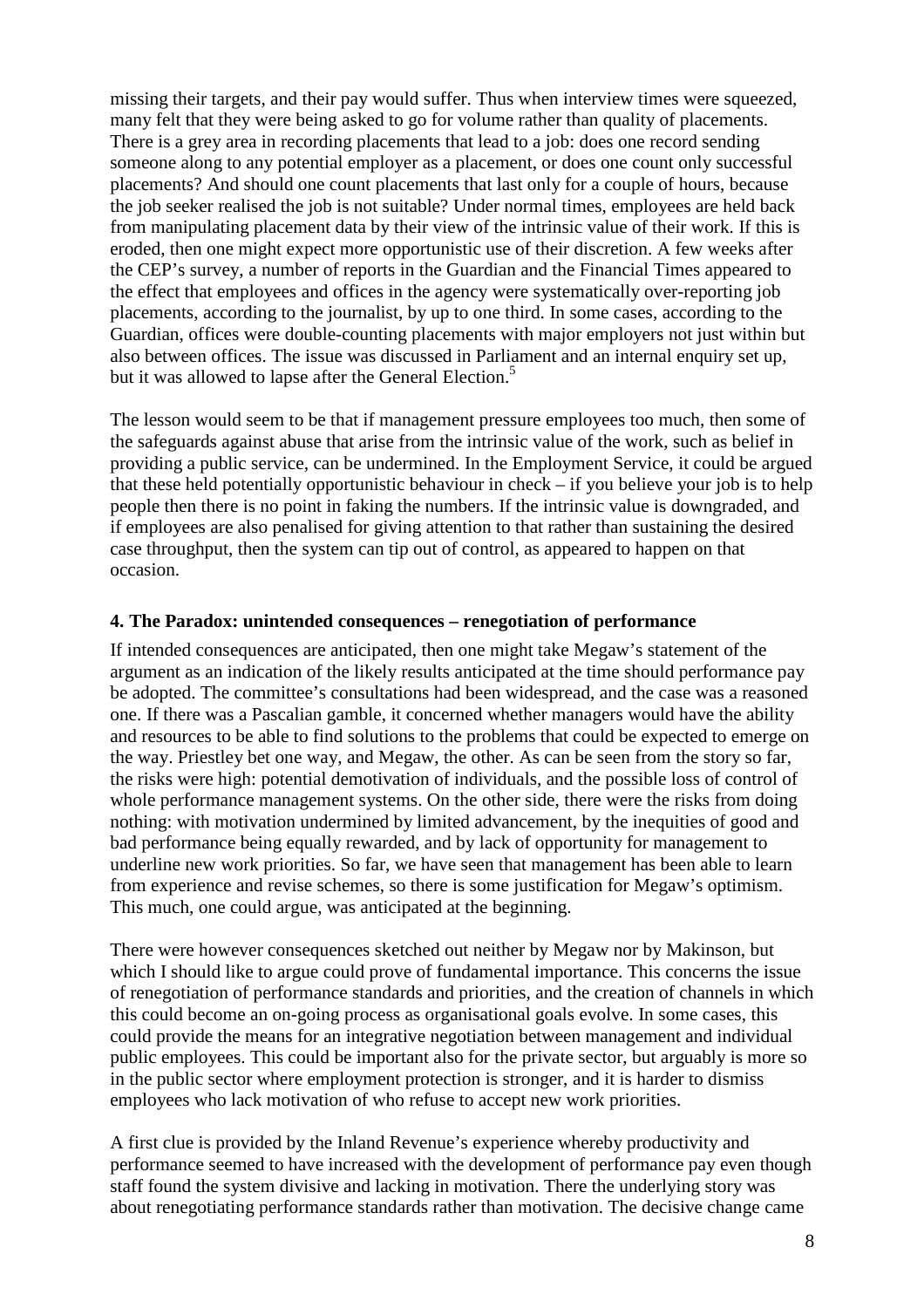missing their targets, and their pay would suffer. Thus when interview times were squeezed, many felt that they were being asked to go for volume rather than quality of placements. There is a grey area in recording placements that lead to a job: does one record sending someone along to any potential employer as a placement, or does one count only successful placements? And should one count placements that last only for a couple of hours, because the job seeker realised the job is not suitable? Under normal times, employees are held back from manipulating placement data by their view of the intrinsic value of their work. If this is eroded, then one might expect more opportunistic use of their discretion. A few weeks after the CEP's survey, a number of reports in the Guardian and the Financial Times appeared to the effect that employees and offices in the agency were systematically over-reporting job placements, according to the journalist, by up to one third. In some cases, according to the Guardian, offices were double-counting placements with major employers not just within but also between offices. The issue was discussed in Parliament and an internal enquiry set up, but it was allowed to lapse after the General Election.[5]

The lesson would seem to be that if management pressure employees too much, then some of the safeguards against abuse that arise from the intrinsic value of the work, such as belief in providing a public service, can be undermined. In the Employment Service, it could be argued that these held potentially opportunistic behaviour in check – if you believe your job is to help people then there is no point in faking the numbers. If the intrinsic value is downgraded, and if employees are also penalised for giving attention to that rather than sustaining the desired case throughput, then the system can tip out of control, as appeared to happen on that occasion.

## 4. The Paradox: unintended consequences – renegotiation of performance

If intended consequences are anticipated, then one might take Megaw's statement of the argument as an indication of the likely results anticipated at the time should performance pay be adopted. The committee's consultations had been widespread, and the case was a reasoned one. If there was a Pascalian gamble, it concerned whether managers would have the ability and resources to be able to find solutions to the problems that could be expected to emerge on the way. Priestley bet one way, and Megaw, the other. As can be seen from the story so far, the risks were high: potential demotivation of individuals, and the possible loss of control of whole performance management systems. On the other side, there were the risks from doing nothing: with motivation undermined by limited advancement, by the inequities of good and bad performance being equally rewarded, and by lack of opportunity for management to underline new work priorities. So far, we have seen that management has been able to learn from experience and revise schemes, so there is some justification for Megaw's optimism. This much, one could argue, was anticipated at the beginning.

There were however consequences sketched out neither by Megaw nor by Makinson, but which I should like to argue could prove of fundamental importance. This concerns the issue of renegotiation of performance standards and priorities, and the creation of channels in which this could become an on-going process as organisational goals evolve. In some cases, this could provide the means for an integrative negotiation between management and individual public employees. This could be important also for the private sector, but arguably is more so in the public sector where employment protection is stronger, and it is harder to dismiss employees who lack motivation of who refuse to accept new work priorities.

A first clue is provided by the Inland Revenue's experience whereby productivity and performance seemed to have increased with the development of performance pay even though staff found the system divisive and lacking in motivation. There the underlying story was about renegotiating performance standards rather than motivation. The decisive change came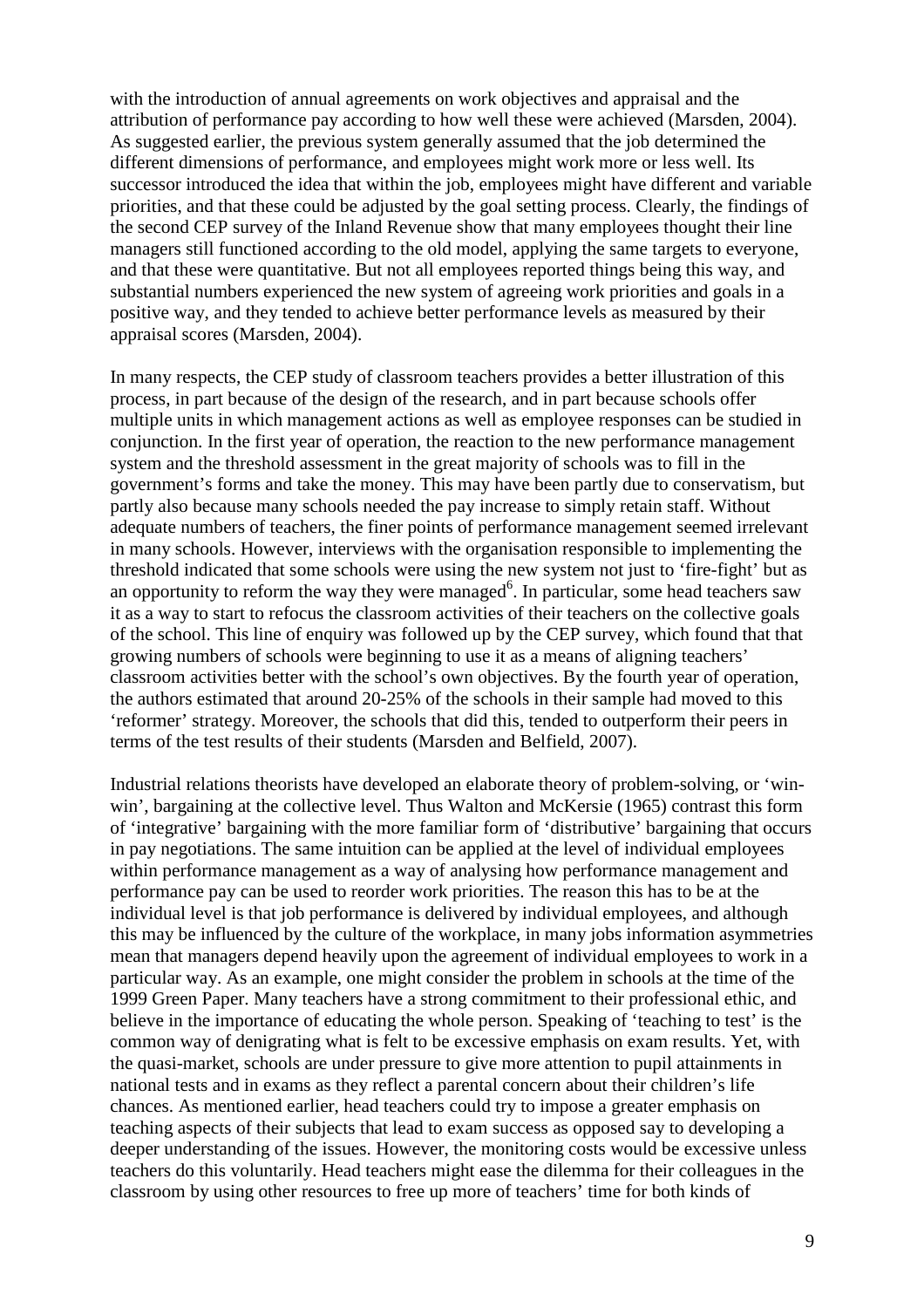with the introduction of annual agreements on work objectives and appraisal and the attribution of performance pay according to how well these were achieved (Marsden, 2004). As suggested earlier, the previous system generally assumed that the job determined the different dimensions of performance, and employees might work more or less well. Its successor introduced the idea that within the job, employees might have different and variable priorities, and that these could be adjusted by the goal setting process. Clearly, the findings of the second CEP survey of the Inland Revenue show that many employees thought their line managers still functioned according to the old model, applying the same targets to everyone, and that these were quantitative. But not all employees reported things being this way, and substantial numbers experienced the new system of agreeing work priorities and goals in a positive way, and they tended to achieve better performance levels as measured by their appraisal scores (Marsden, 2004).

In many respects, the CEP study of classroom teachers provides a better illustration of this process, in part because of the design of the research, and in part because schools offer multiple units in which management actions as well as employee responses can be studied in conjunction. In the first year of operation, the reaction to the new performance management system and the threshold assessment in the great majority of schools was to fill in the government's forms and take the money. This may have been partly due to conservatism, but partly also because many schools needed the pay increase to simply retain staff. Without adequate numbers of teachers, the finer points of performance management seemed irrelevant in many schools. However, interviews with the organisation responsible to implementing the threshold indicated that some schools were using the new system not just to 'fire-fight' but as an opportunity to reform the way they were managed[6]. In particular, some head teachers saw it as a way to start to refocus the classroom activities of their teachers on the collective goals of the school. This line of enquiry was followed up by the CEP survey, which found that that growing numbers of schools were beginning to use it as a means of aligning teachers' classroom activities better with the school's own objectives. By the fourth year of operation, the authors estimated that around 20-25% of the schools in their sample had moved to this 'reformer' strategy. Moreover, the schools that did this, tended to outperform their peers in terms of the test results of their students (Marsden and Belfield, 2007).

Industrial relations theorists have developed an elaborate theory of problem-solving, or 'win-win', bargaining at the collective level. Thus Walton and McKersie (1965) contrast this form of 'integrative' bargaining with the more familiar form of 'distributive' bargaining that occurs in pay negotiations. The same intuition can be applied at the level of individual employees within performance management as a way of analysing how performance management and performance pay can be used to reorder work priorities. The reason this has to be at the individual level is that job performance is delivered by individual employees, and although this may be influenced by the culture of the workplace, in many jobs information asymmetries mean that managers depend heavily upon the agreement of individual employees to work in a particular way. As an example, one might consider the problem in schools at the time of the 1999 Green Paper. Many teachers have a strong commitment to their professional ethic, and believe in the importance of educating the whole person. Speaking of 'teaching to test' is the common way of denigrating what is felt to be excessive emphasis on exam results. Yet, with the quasi-market, schools are under pressure to give more attention to pupil attainments in national tests and in exams as they reflect a parental concern about their children's life chances. As mentioned earlier, head teachers could try to impose a greater emphasis on teaching aspects of their subjects that lead to exam success as opposed say to developing a deeper understanding of the issues. However, the monitoring costs would be excessive unless teachers do this voluntarily. Head teachers might ease the dilemma for their colleagues in the classroom by using other resources to free up more of teachers' time for both kinds of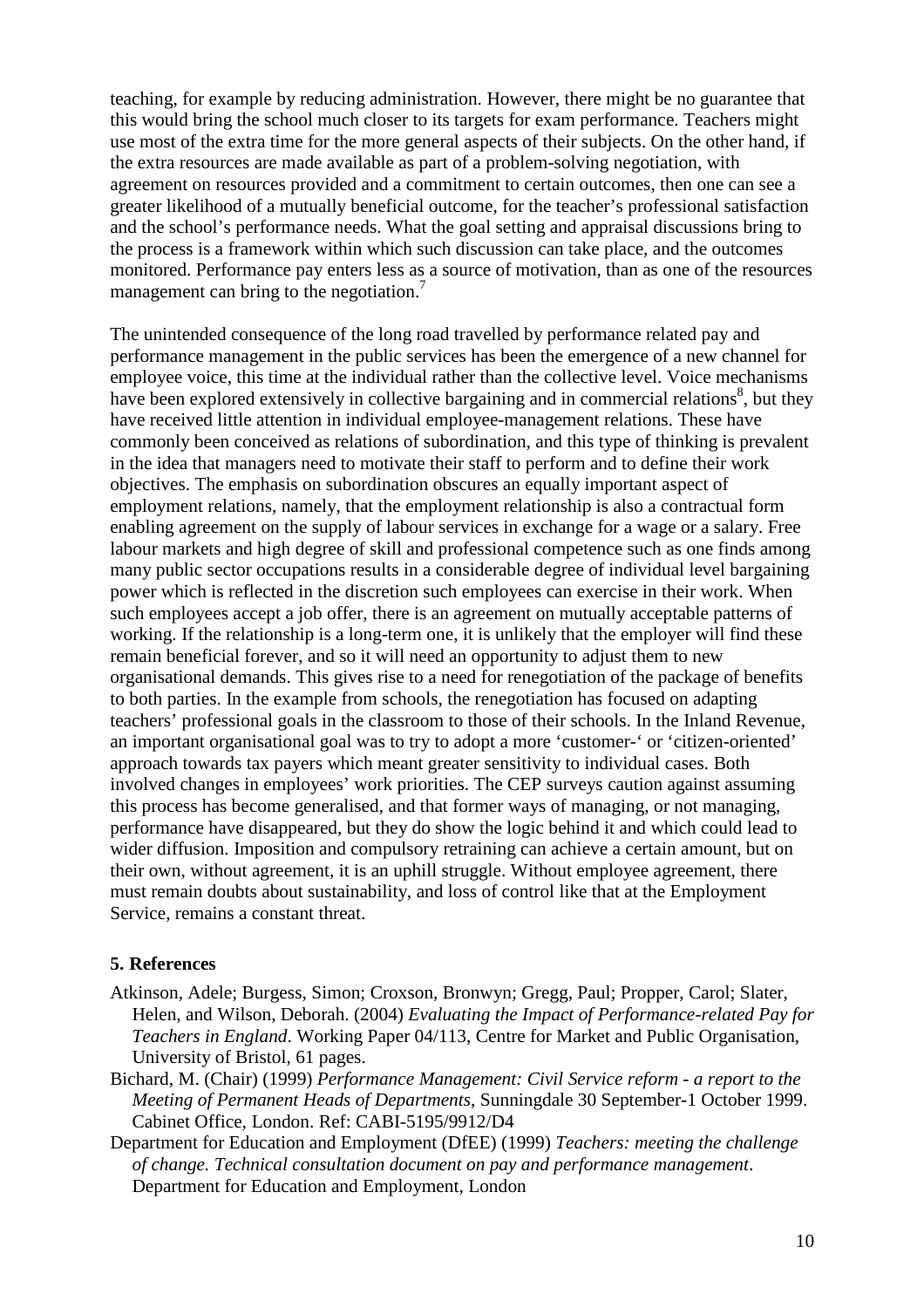teaching, for example by reducing administration. However, there might be no guarantee that this would bring the school much closer to its targets for exam performance. Teachers might use most of the extra time for the more general aspects of their subjects. On the other hand, if the extra resources are made available as part of a problem-solving negotiation, with agreement on resources provided and a commitment to certain outcomes, then one can see a greater likelihood of a mutually beneficial outcome, for the teacher's professional satisfaction and the school's performance needs. What the goal setting and appraisal discussions bring to the process is a framework within which such discussion can take place, and the outcomes monitored. Performance pay enters less as a source of motivation, than as one of the resources management can bring to the negotiation.[7]

The unintended consequence of the long road travelled by performance related pay and performance management in the public services has been the emergence of a new channel for employee voice, this time at the individual rather than the collective level. Voice mechanisms have been explored extensively in collective bargaining and in commercial relations[8], but they have received little attention in individual employee-management relations. These have commonly been conceived as relations of subordination, and this type of thinking is prevalent in the idea that managers need to motivate their staff to perform and to define their work objectives. The emphasis on subordination obscures an equally important aspect of employment relations, namely, that the employment relationship is also a contractual form enabling agreement on the supply of labour services in exchange for a wage or a salary. Free labour markets and high degree of skill and professional competence such as one finds among many public sector occupations results in a considerable degree of individual level bargaining power which is reflected in the discretion such employees can exercise in their work. When such employees accept a job offer, there is an agreement on mutually acceptable patterns of working. If the relationship is a long-term one, it is unlikely that the employer will find these remain beneficial forever, and so it will need an opportunity to adjust them to new organisational demands. This gives rise to a need for renegotiation of the package of benefits to both parties. In the example from schools, the renegotiation has focused on adapting teachers' professional goals in the classroom to those of their schools. In the Inland Revenue, an important organisational goal was to try to adopt a more 'customer-' or 'citizen-oriented' approach towards tax payers which meant greater sensitivity to individual cases. Both involved changes in employees' work priorities. The CEP surveys caution against assuming this process has become generalised, and that former ways of managing, or not managing, performance have disappeared, but they do show the logic behind it and which could lead to wider diffusion. Imposition and compulsory retraining can achieve a certain amount, but on their own, without agreement, it is an uphill struggle. Without employee agreement, there must remain doubts about sustainability, and loss of control like that at the Employment Service, remains a constant threat.

## 5. References

Atkinson, Adele; Burgess, Simon; Croxson, Bronwyn; Gregg, Paul; Propper, Carol; Slater, Helen, and Wilson, Deborah. (2004) *Evaluating the Impact of Performance-related Pay for Teachers in England*. Working Paper 04/113, Centre for Market and Public Organisation, University of Bristol, 61 pages.

Bichard, M. (Chair) (1999) *Performance Management: Civil Service reform - a report to the Meeting of Permanent Heads of Departments*, Sunningdale 30 September-1 October 1999. Cabinet Office, London. Ref: CABI-5195/9912/D4

Department for Education and Employment (DfEE) (1999) *Teachers: meeting the challenge of change. Technical consultation document on pay and performance management*. Department for Education and Employment, London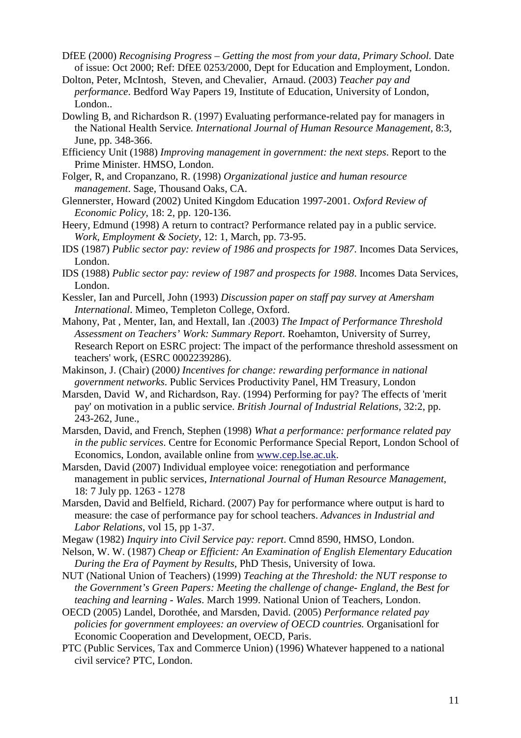DfEE (2000) *Recognising Progress – Getting the most from your data, Primary School.* Date of issue: Oct 2000; Ref: DfEE 0253/2000, Dept for Education and Employment, London.

Dolton, Peter, McIntosh, Steven, and Chevalier, Arnaud. (2003) *Teacher pay and performance*. Bedford Way Papers 19, Institute of Education, University of London, London..

Dowling B, and Richardson R. (1997) Evaluating performance-related pay for managers in the National Health Service*. International Journal of Human Resource Management*, 8:3, June, pp. 348-366.

Efficiency Unit (1988) *Improving management in government: the next steps*. Report to the Prime Minister. HMSO, London.

Folger, R, and Cropanzano, R. (1998) *Organizational justice and human resource management*. Sage, Thousand Oaks, CA.

Glennerster, Howard (2002) United Kingdom Education 1997-2001. *Oxford Review of Economic Policy*, 18: 2, pp. 120-136.

Heery, Edmund (1998) A return to contract? Performance related pay in a public service. *Work, Employment & Society*, 12: 1, March, pp. 73-95.

IDS (1987) *Public sector pay: review of 1986 and prospects for 1987*. Incomes Data Services, London.

IDS (1988) *Public sector pay: review of 1987 and prospects for 1988*. Incomes Data Services, London.

Kessler, Ian and Purcell, John (1993) *Discussion paper on staff pay survey at Amersham International*. Mimeo, Templeton College, Oxford.

Mahony, Pat , Menter, Ian, and Hextall, Ian .(2003) *The Impact of Performance Threshold Assessment on Teachers' Work: Summary Report.* Roehamton, University of Surrey, Research Report on ESRC project: The impact of the performance threshold assessment on teachers' work, (ESRC 0002239286).

Makinson, J. (Chair) (2000*) Incentives for change: rewarding performance in national government networks*. Public Services Productivity Panel, HM Treasury, London

Marsden, David W, and Richardson, Ray. (1994) Performing for pay? The effects of 'merit pay' on motivation in a public service. *British Journal of Industrial Relations*, 32:2, pp. 243-262, June.,

Marsden, David, and French, Stephen (1998) *What a performance: performance related pay in the public services*. Centre for Economic Performance Special Report, London School of Economics, London, available online from www.cep.lse.ac.uk.

Marsden, David (2007) Individual employee voice: renegotiation and performance management in public services, *International Journal of Human Resource Management,* 18: 7 July pp. 1263 - 1278

Marsden, David and Belfield, Richard. (2007) Pay for performance where output is hard to measure: the case of performance pay for school teachers. *Advances in Industrial and Labor Relations*, vol 15, pp 1-37.

Megaw (1982) *Inquiry into Civil Service pay: report*. Cmnd 8590, HMSO, London.

Nelson, W. W. (1987) *Cheap or Efficient: An Examination of English Elementary Education During the Era of Payment by Results*, PhD Thesis, University of Iowa.

NUT (National Union of Teachers) (1999) *Teaching at the Threshold: the NUT response to the Government's Green Papers: Meeting the challenge of change- England, the Best for teaching and learning - Wales*. March 1999. National Union of Teachers, London.

OECD (2005) Landel, Dorothée, and Marsden, David. (2005) *Performance related pay policies for government employees: an overview of OECD countries.* Organisationl for Economic Cooperation and Development, OECD, Paris.

PTC (Public Services, Tax and Commerce Union) (1996) Whatever happened to a national civil service? PTC, London.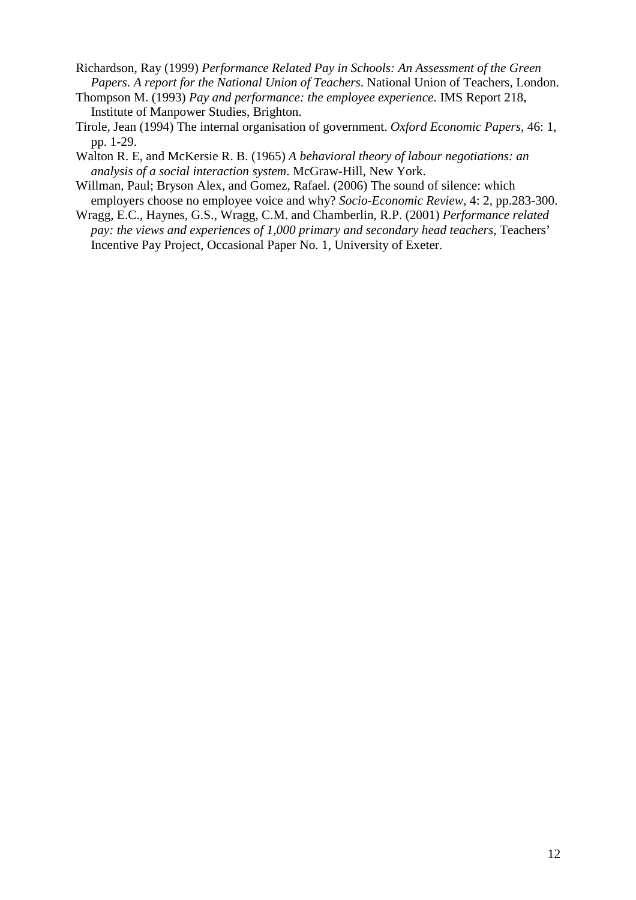Richardson, Ray (1999) *Performance Related Pay in Schools: An Assessment of the Green Papers. A report for the National Union of Teachers*. National Union of Teachers, London.

Thompson M. (1993) *Pay and performance: the employee experience*. IMS Report 218, Institute of Manpower Studies, Brighton.

Tirole, Jean (1994) The internal organisation of government. *Oxford Economic Papers*, 46: 1, pp. 1-29.

Walton R. E, and McKersie R. B. (1965) *A behavioral theory of labour negotiations: an analysis of a social interaction system*. McGraw-Hill, New York.

Willman, Paul; Bryson Alex, and Gomez, Rafael. (2006) The sound of silence: which employers choose no employee voice and why? *Socio-Economic Review*, 4: 2, pp.283-300.

Wragg, E.C., Haynes, G.S., Wragg, C.M. and Chamberlin, R.P. (2001) *Performance related pay: the views and experiences of 1,000 primary and secondary head teachers*, Teachers' Incentive Pay Project, Occasional Paper No. 1, University of Exeter.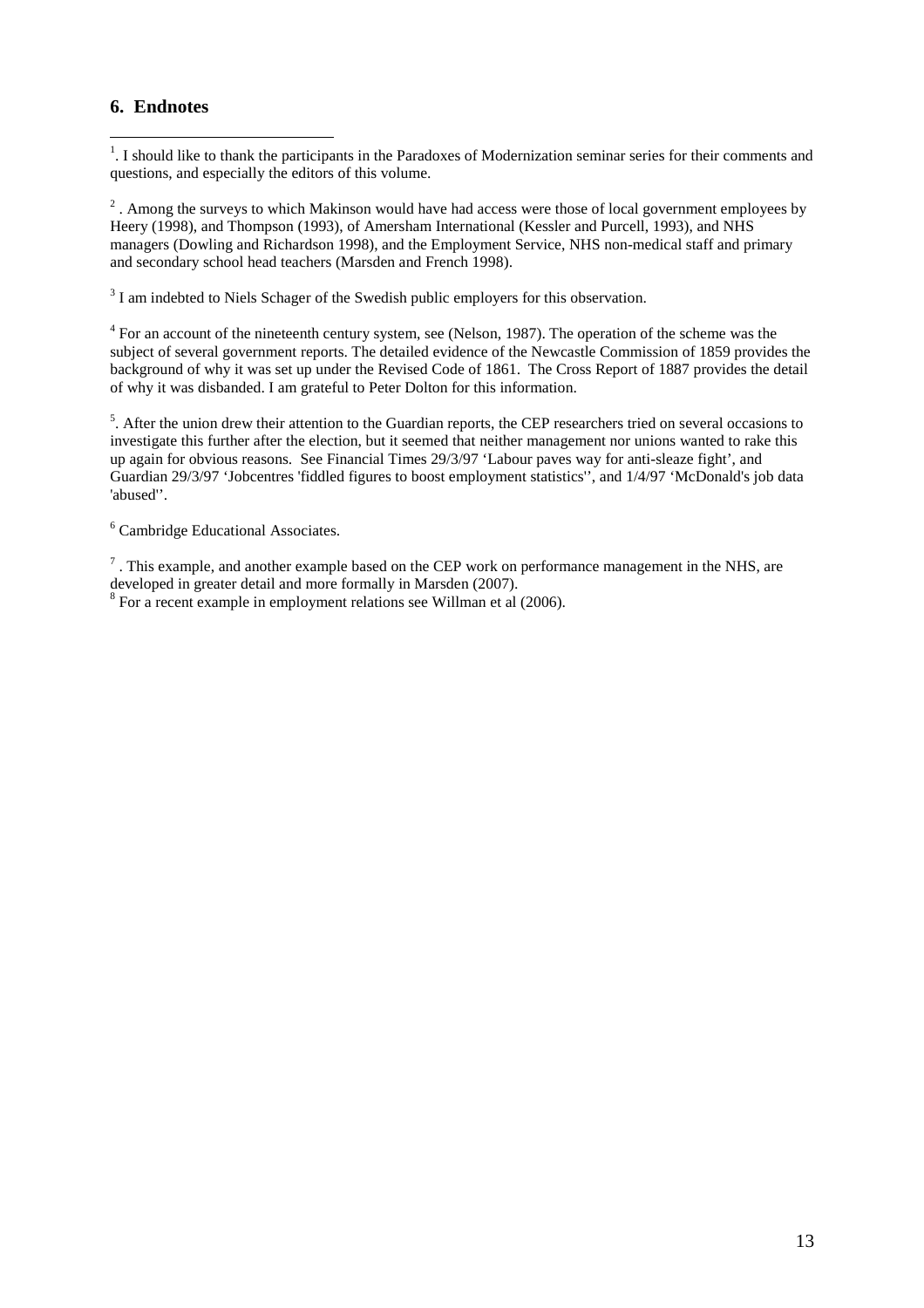## 6. Endnotes

[1]. I should like to thank the participants in the Paradoxes of Modernization seminar series for their comments and questions, and especially the editors of this volume.

[2] . Among the surveys to which Makinson would have had access were those of local government employees by Heery (1998), and Thompson (1993), of Amersham International (Kessler and Purcell, 1993), and NHS managers (Dowling and Richardson 1998), and the Employment Service, NHS non-medical staff and primary and secondary school head teachers (Marsden and French 1998).

[3] I am indebted to Niels Schager of the Swedish public employers for this observation.

[4] For an account of the nineteenth century system, see (Nelson, 1987). The operation of the scheme was the subject of several government reports. The detailed evidence of the Newcastle Commission of 1859 provides the background of why it was set up under the Revised Code of 1861. The Cross Report of 1887 provides the detail of why it was disbanded. I am grateful to Peter Dolton for this information.

[5]. After the union drew their attention to the Guardian reports, the CEP researchers tried on several occasions to investigate this further after the election, but it seemed that neither management nor unions wanted to rake this up again for obvious reasons. See Financial Times 29/3/97 'Labour paves way for anti-sleaze fight', and Guardian 29/3/97 'Jobcentres 'fiddled figures to boost employment statistics'', and 1/4/97 'McDonald's job data 'abused''.

[6] Cambridge Educational Associates.

[7] . This example, and another example based on the CEP work on performance management in the NHS, are developed in greater detail and more formally in Marsden (2007).

[8] For a recent example in employment relations see Willman et al (2006).